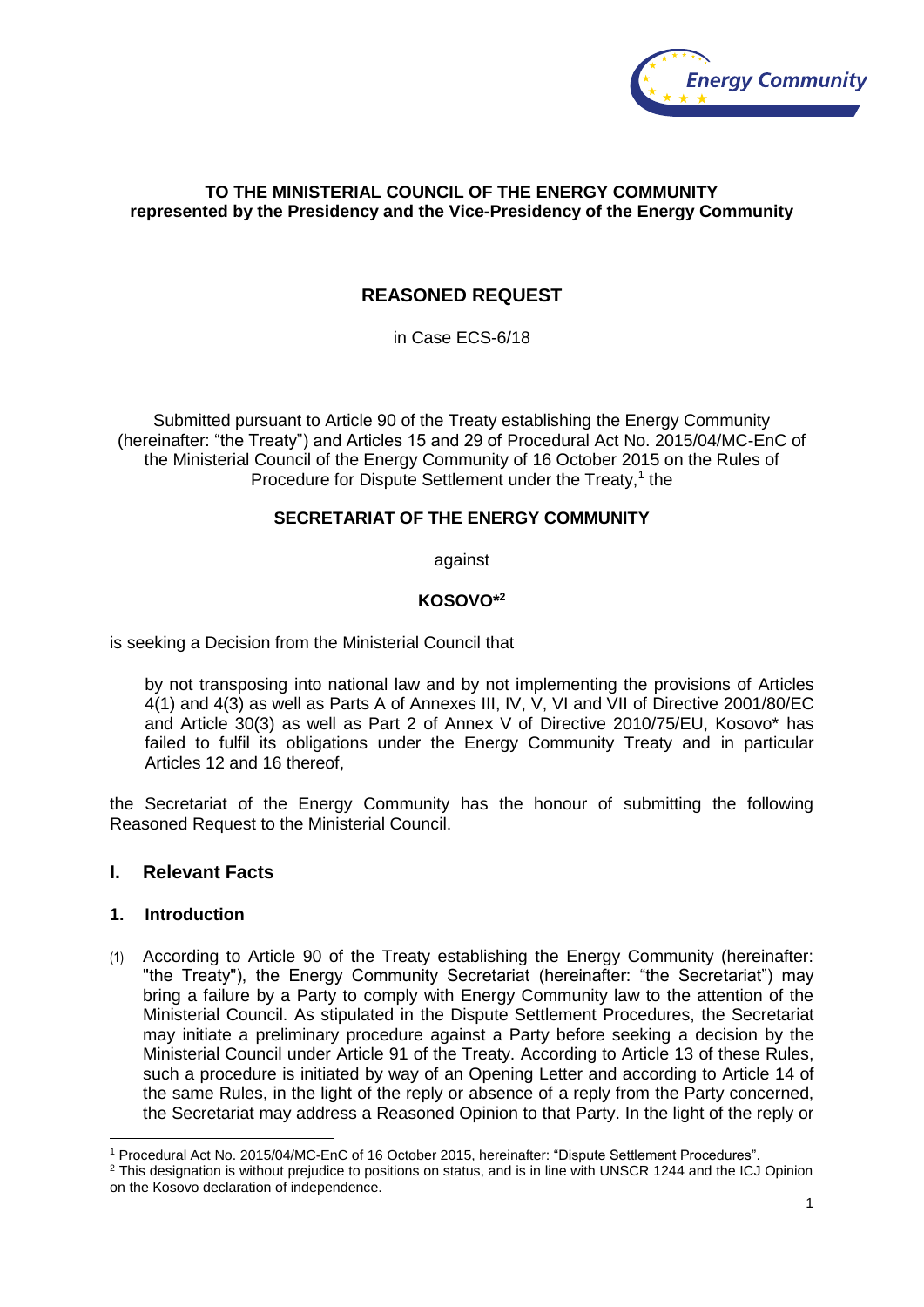**TO THE MINISTERIAL COUNCIL OF THE ENERGY COMMUNITY**
**represented by the Presidency and the Vice-Presidency of the Energy Community**

# REASONED REQUEST

in Case ECS-6/18

Submitted pursuant to Article 90 of the Treaty establishing the Energy Community (hereinafter: "the Treaty") and Articles 15 and 29 of Procedural Act No. 2015/04/MC-EnC of the Ministerial Council of the Energy Community of 16 October 2015 on the Rules of Procedure for Dispute Settlement under the Treaty,[1] the

**SECRETARIAT OF THE ENERGY COMMUNITY**

against

**KOSOVO*[2]**

is seeking a Decision from the Ministerial Council that

> by not transposing into national law and by not implementing the provisions of Articles 4(1) and 4(3) as well as Parts A of Annexes III, IV, V, VI and VII of Directive 2001/80/EC and Article 30(3) as well as Part 2 of Annex V of Directive 2010/75/EU, Kosovo* has failed to fulfil its obligations under the Energy Community Treaty and in particular Articles 12 and 16 thereof,

the Secretariat of the Energy Community has the honour of submitting the following Reasoned Request to the Ministerial Council.

## I. Relevant Facts

### 1. Introduction

(1) According to Article 90 of the Treaty establishing the Energy Community (hereinafter: "the Treaty"), the Energy Community Secretariat (hereinafter: "the Secretariat") may bring a failure by a Party to comply with Energy Community law to the attention of the Ministerial Council. As stipulated in the Dispute Settlement Procedures, the Secretariat may initiate a preliminary procedure against a Party before seeking a decision by the Ministerial Council under Article 91 of the Treaty. According to Article 13 of these Rules, such a procedure is initiated by way of an Opening Letter and according to Article 14 of the same Rules, in the light of the reply or absence of a reply from the Party concerned, the Secretariat may address a Reasoned Opinion to that Party. In the light of the reply or

---

[1] Procedural Act No. 2015/04/MC-EnC of 16 October 2015, hereinafter: "Dispute Settlement Procedures".

[2] This designation is without prejudice to positions on status, and is in line with UNSCR 1244 and the ICJ Opinion on the Kosovo declaration of independence.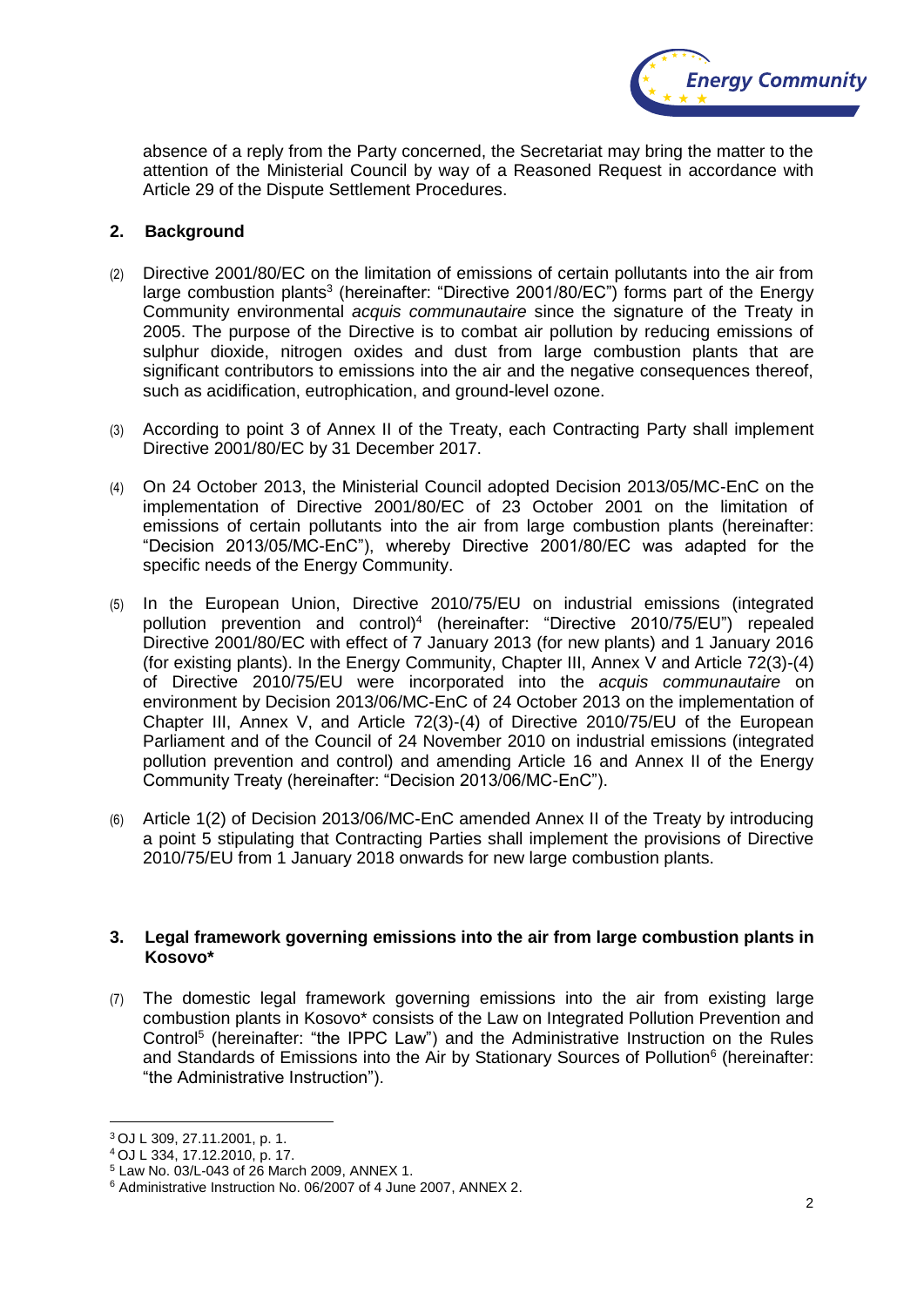absence of a reply from the Party concerned, the Secretariat may bring the matter to the attention of the Ministerial Council by way of a Reasoned Request in accordance with Article 29 of the Dispute Settlement Procedures.

## 2. Background

(2) Directive 2001/80/EC on the limitation of emissions of certain pollutants into the air from large combustion plants[3] (hereinafter: "Directive 2001/80/EC") forms part of the Energy Community environmental *acquis communautaire* since the signature of the Treaty in 2005. The purpose of the Directive is to combat air pollution by reducing emissions of sulphur dioxide, nitrogen oxides and dust from large combustion plants that are significant contributors to emissions into the air and the negative consequences thereof, such as acidification, eutrophication, and ground-level ozone.

(3) According to point 3 of Annex II of the Treaty, each Contracting Party shall implement Directive 2001/80/EC by 31 December 2017.

(4) On 24 October 2013, the Ministerial Council adopted Decision 2013/05/MC-EnC on the implementation of Directive 2001/80/EC of 23 October 2001 on the limitation of emissions of certain pollutants into the air from large combustion plants (hereinafter: "Decision 2013/05/MC-EnC"), whereby Directive 2001/80/EC was adapted for the specific needs of the Energy Community.

(5) In the European Union, Directive 2010/75/EU on industrial emissions (integrated pollution prevention and control)[4] (hereinafter: "Directive 2010/75/EU") repealed Directive 2001/80/EC with effect of 7 January 2013 (for new plants) and 1 January 2016 (for existing plants). In the Energy Community, Chapter III, Annex V and Article 72(3)-(4) of Directive 2010/75/EU were incorporated into the *acquis communautaire* on environment by Decision 2013/06/MC-EnC of 24 October 2013 on the implementation of Chapter III, Annex V, and Article 72(3)-(4) of Directive 2010/75/EU of the European Parliament and of the Council of 24 November 2010 on industrial emissions (integrated pollution prevention and control) and amending Article 16 and Annex II of the Energy Community Treaty (hereinafter: "Decision 2013/06/MC-EnC").

(6) Article 1(2) of Decision 2013/06/MC-EnC amended Annex II of the Treaty by introducing a point 5 stipulating that Contracting Parties shall implement the provisions of Directive 2010/75/EU from 1 January 2018 onwards for new large combustion plants.

## 3. Legal framework governing emissions into the air from large combustion plants in Kosovo*

(7) The domestic legal framework governing emissions into the air from existing large combustion plants in Kosovo* consists of the Law on Integrated Pollution Prevention and Control[5] (hereinafter: "the IPPC Law") and the Administrative Instruction on the Rules and Standards of Emissions into the Air by Stationary Sources of Pollution[6] (hereinafter: "the Administrative Instruction").

---

[3] OJ L 309, 27.11.2001, p. 1.

[4] OJ L 334, 17.12.2010, p. 17.

[5] Law No. 03/L-043 of 26 March 2009, ANNEX 1.

[6] Administrative Instruction No. 06/2007 of 4 June 2007, ANNEX 2.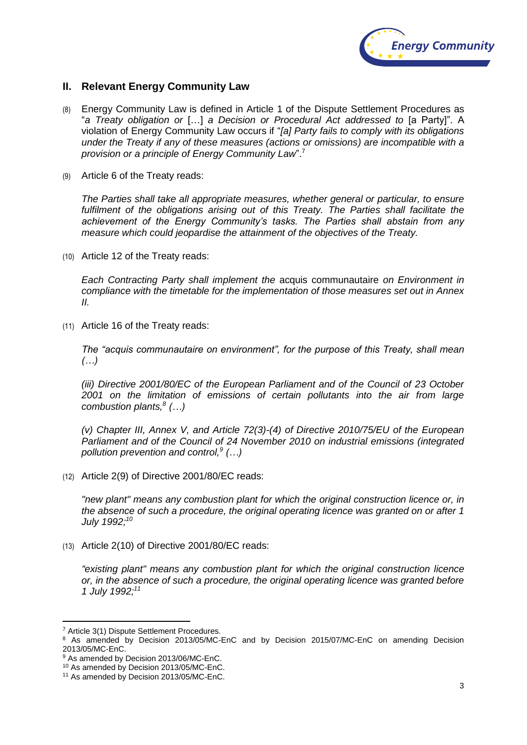## II. Relevant Energy Community Law

(8) Energy Community Law is defined in Article 1 of the Dispute Settlement Procedures as "*a Treaty obligation or* […] *a Decision or Procedural Act addressed to* [a Party]". A violation of Energy Community Law occurs if "*[a] Party fails to comply with its obligations under the Treaty if any of these measures (actions or omissions) are incompatible with a provision or a principle of Energy Community Law*".[7]

(9) Article 6 of the Treaty reads:

*The Parties shall take all appropriate measures, whether general or particular, to ensure fulfilment of the obligations arising out of this Treaty. The Parties shall facilitate the achievement of the Energy Community's tasks. The Parties shall abstain from any measure which could jeopardise the attainment of the objectives of the Treaty.*

(10) Article 12 of the Treaty reads:

*Each Contracting Party shall implement the* acquis communautaire *on Environment in compliance with the timetable for the implementation of those measures set out in Annex II.*

(11) Article 16 of the Treaty reads:

*The "acquis communautaire on environment", for the purpose of this Treaty, shall mean (…)*

*(iii) Directive 2001/80/EC of the European Parliament and of the Council of 23 October 2001 on the limitation of emissions of certain pollutants into the air from large combustion plants,[8] (…)*

*(v) Chapter III, Annex V, and Article 72(3)-(4) of Directive 2010/75/EU of the European Parliament and of the Council of 24 November 2010 on industrial emissions (integrated pollution prevention and control,[9] (…)*

(12) Article 2(9) of Directive 2001/80/EC reads:

*"new plant" means any combustion plant for which the original construction licence or, in the absence of such a procedure, the original operating licence was granted on or after 1 July 1992;[10]*

(13) Article 2(10) of Directive 2001/80/EC reads:

*"existing plant" means any combustion plant for which the original construction licence or, in the absence of such a procedure, the original operating licence was granted before 1 July 1992;[11]*

---

[7] Article 3(1) Dispute Settlement Procedures.

[8] As amended by Decision 2013/05/MC-EnC and by Decision 2015/07/MC-EnC on amending Decision 2013/05/MC-EnC.

[9] As amended by Decision 2013/06/MC-EnC.

[10] As amended by Decision 2013/05/MC-EnC.

[11] As amended by Decision 2013/05/MC-EnC.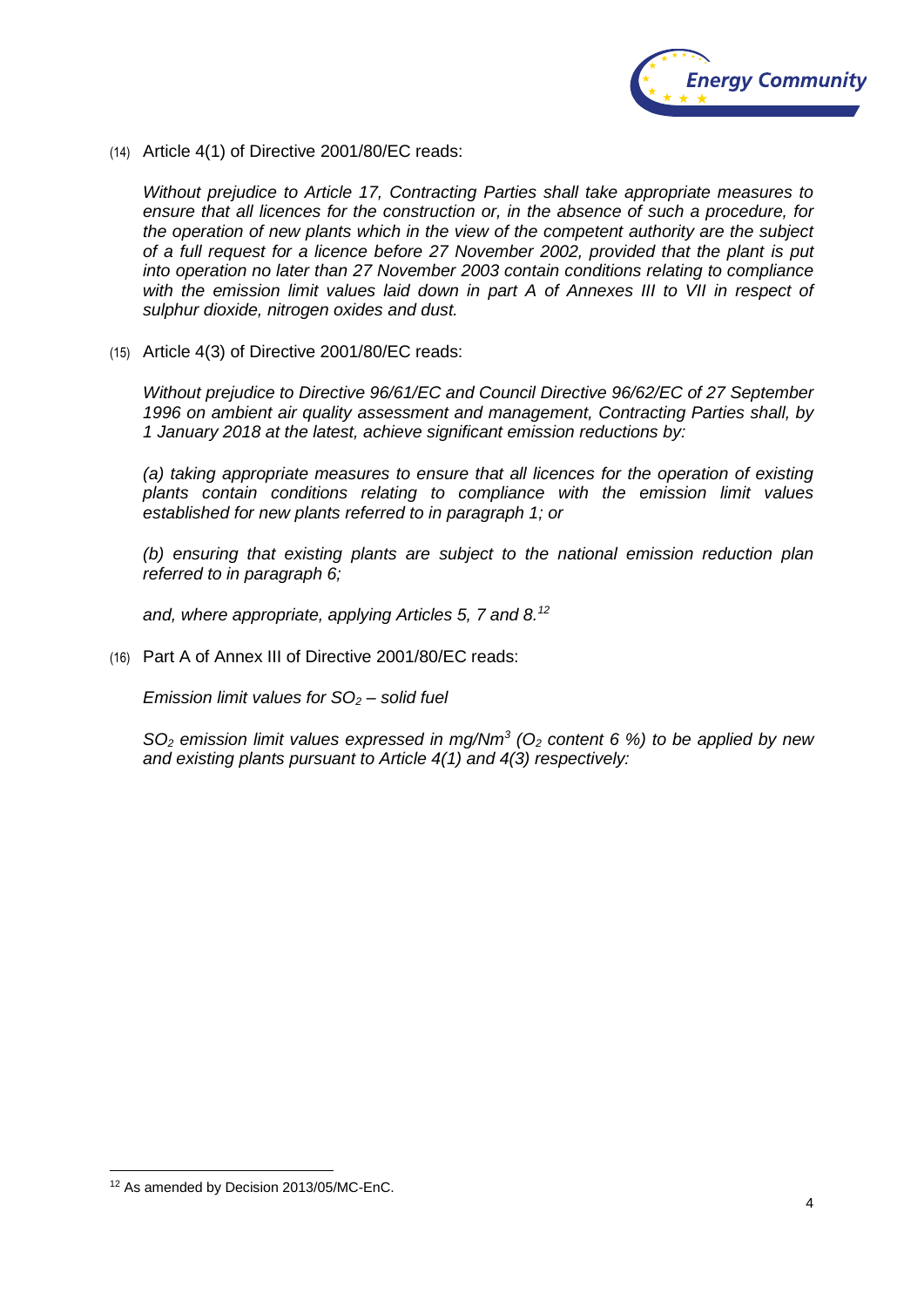(14) Article 4(1) of Directive 2001/80/EC reads:

*Without prejudice to Article 17, Contracting Parties shall take appropriate measures to ensure that all licences for the construction or, in the absence of such a procedure, for the operation of new plants which in the view of the competent authority are the subject of a full request for a licence before 27 November 2002, provided that the plant is put into operation no later than 27 November 2003 contain conditions relating to compliance with the emission limit values laid down in part A of Annexes III to VII in respect of sulphur dioxide, nitrogen oxides and dust.*

(15) Article 4(3) of Directive 2001/80/EC reads:

*Without prejudice to Directive 96/61/EC and Council Directive 96/62/EC of 27 September 1996 on ambient air quality assessment and management, Contracting Parties shall, by 1 January 2018 at the latest, achieve significant emission reductions by:*

*(a) taking appropriate measures to ensure that all licences for the operation of existing plants contain conditions relating to compliance with the emission limit values established for new plants referred to in paragraph 1; or*

*(b) ensuring that existing plants are subject to the national emission reduction plan referred to in paragraph 6;*

*and, where appropriate, applying Articles 5, 7 and 8.*[12]

(16) Part A of Annex III of Directive 2001/80/EC reads:

*Emission limit values for $SO_2$ – solid fuel*

*$SO_2$ emission limit values expressed in mg/Nm$^3$ ($O_2$ content 6 %) to be applied by new and existing plants pursuant to Article 4(1) and 4(3) respectively:*

---

[12] As amended by Decision 2013/05/MC-EnC.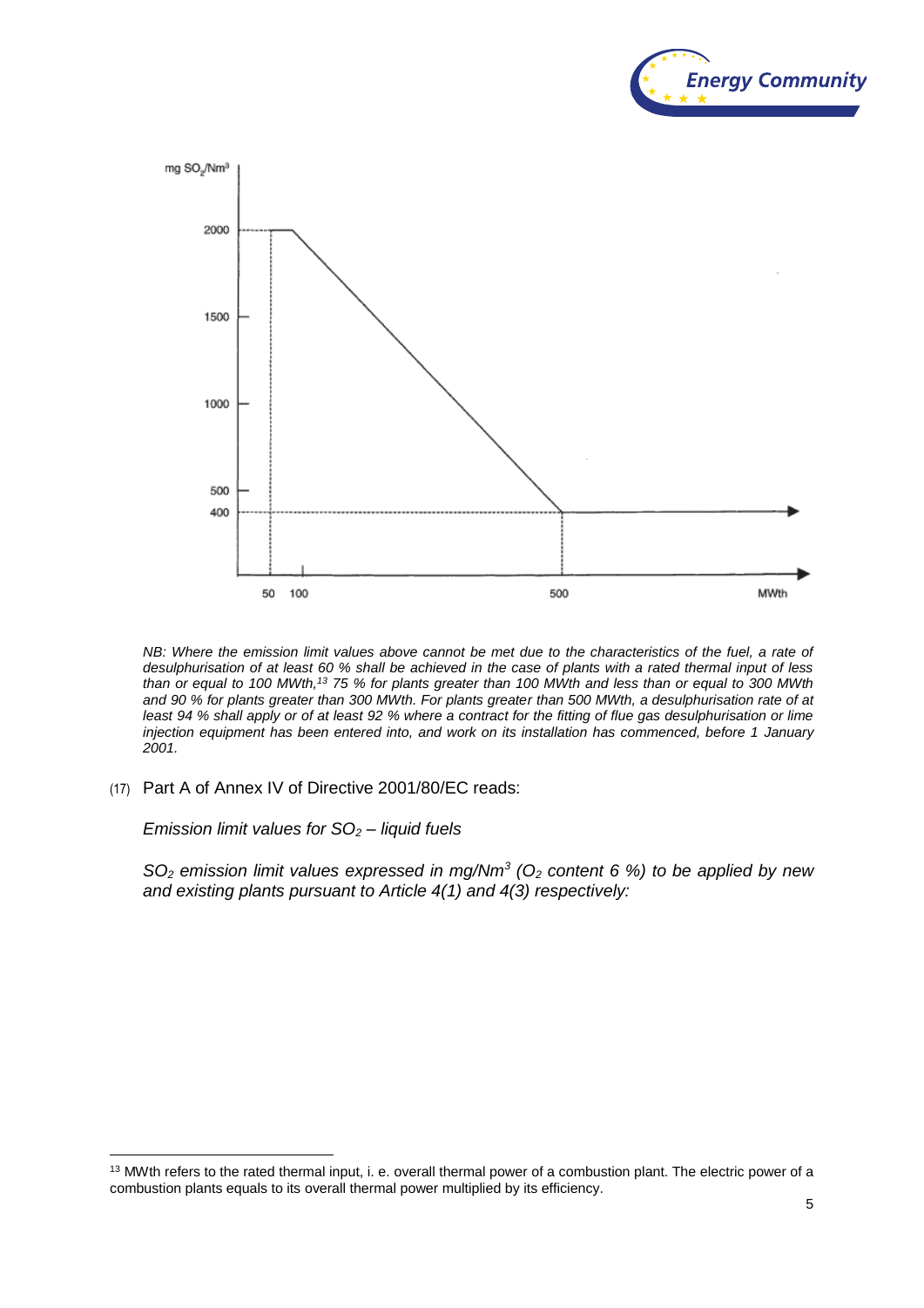*NB: Where the emission limit values above cannot be met due to the characteristics of the fuel, a rate of desulphurisation of at least 60 % shall be achieved in the case of plants with a rated thermal input of less than or equal to 100 MWth,[13] 75 % for plants greater than 100 MWth and less than or equal to 300 MWth and 90 % for plants greater than 300 MWth. For plants greater than 500 MWth, a desulphurisation rate of at least 94 % shall apply or of at least 92 % where a contract for the fitting of flue gas desulphurisation or lime injection equipment has been entered into, and work on its installation has commenced, before 1 January 2001.*

(17) Part A of Annex IV of Directive 2001/80/EC reads:

*Emission limit values for $SO_2$ – liquid fuels*

*$SO_2$ emission limit values expressed in mg/Nm[3] ($O_2$ content 6 %) to be applied by new and existing plants pursuant to Article 4(1) and 4(3) respectively:*

[13] MWth refers to the rated thermal input, i. e. overall thermal power of a combustion plant. The electric power of a combustion plants equals to its overall thermal power multiplied by its efficiency.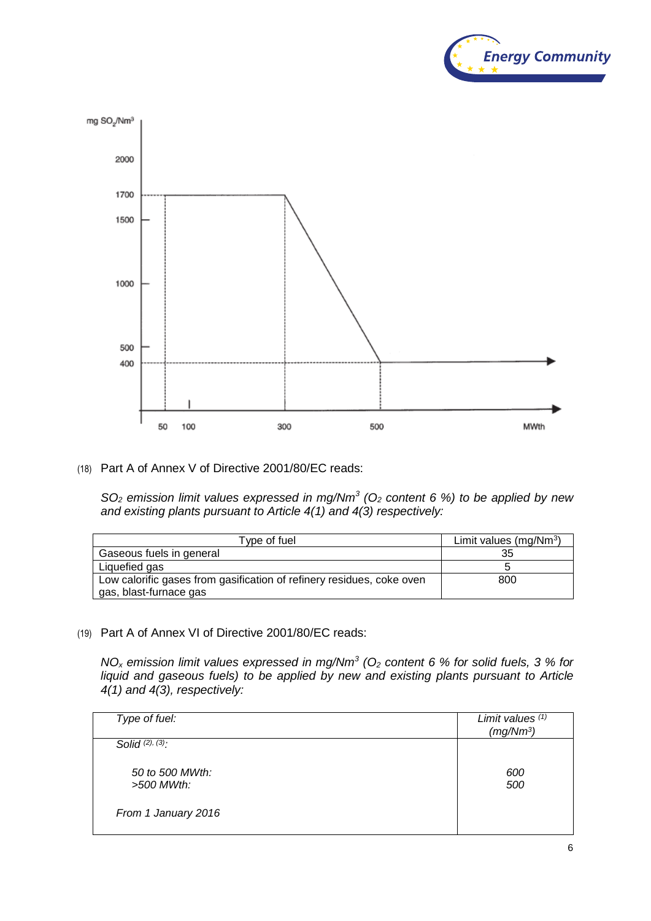(18) Part A of Annex V of Directive 2001/80/EC reads:

*$SO_2$ emission limit values expressed in mg/Nm$^3$ ($O_2$ content 6 %) to be applied by new and existing plants pursuant to Article 4(1) and 4(3) respectively:*

| Type of fuel | Limit values (mg/Nm$^3$) |
|---|---|
| Gaseous fuels in general | 35 |
| Liquefied gas | 5 |
| Low calorific gases from gasification of refinery residues, coke oven gas, blast-furnace gas | 800 |

(19) Part A of Annex VI of Directive 2001/80/EC reads:

*$NO_x$ emission limit values expressed in mg/Nm$^3$ ($O_2$ content 6 % for solid fuels, 3 % for liquid and gaseous fuels) to be applied by new and existing plants pursuant to Article 4(1) and 4(3), respectively:*

| *Type of fuel:* | *Limit values [(1)] (mg/Nm$^3$)* |
|---|---|
| *Solid [(2), (3)]:* | |
| *50 to 500 MWth:* | *600* |
| *>500 MWth:* | *500* |
| *From 1 January 2016* | |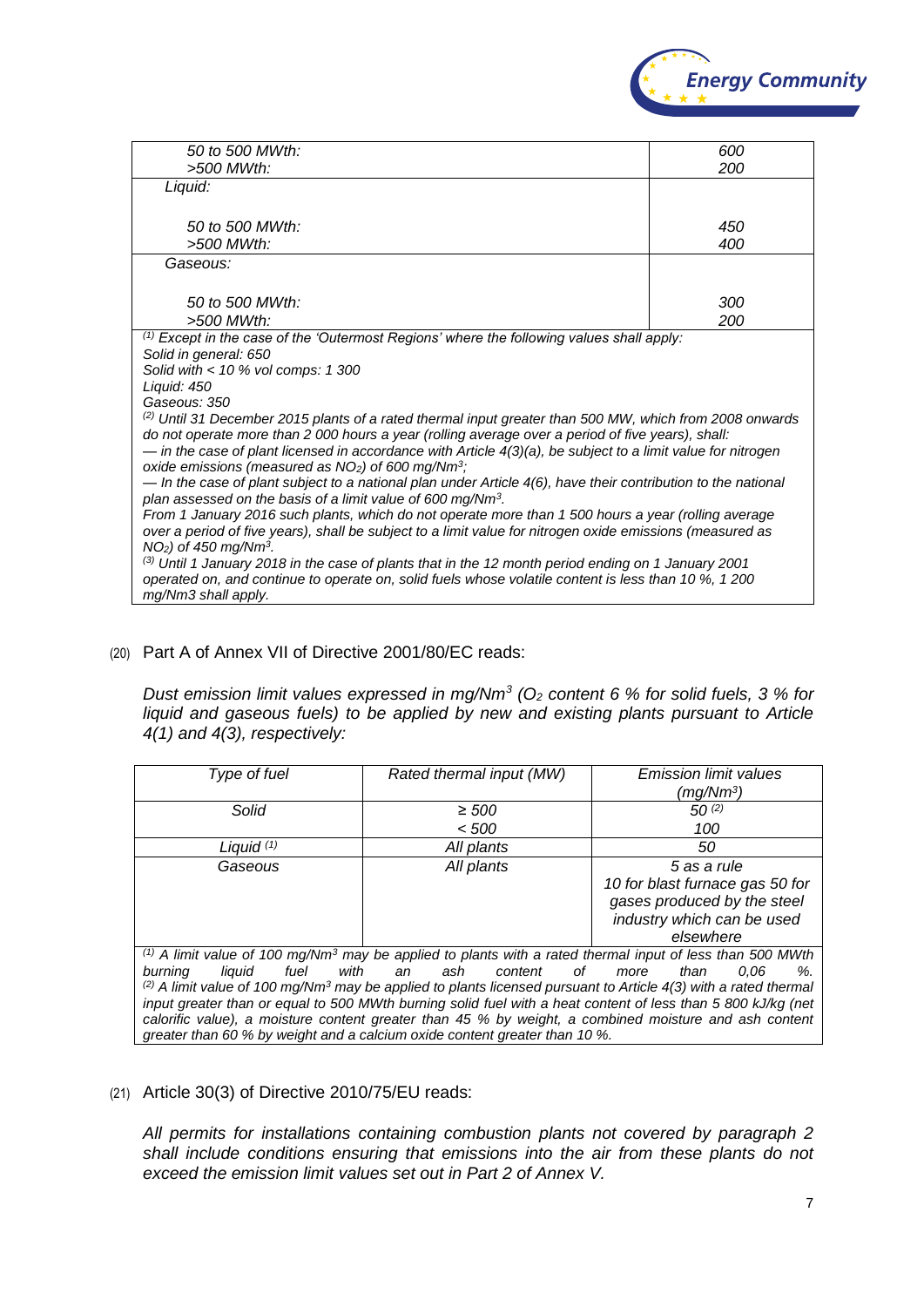| | |
|---|---|
| *50 to 500 MWth:* | *600* |
| *>500 MWth:* | *200* |
| *Liquid:* | |
| *50 to 500 MWth:* | *450* |
| *>500 MWth:* | *400* |
| *Gaseous:* | |
| *50 to 500 MWth:* | *300* |
| *>500 MWth:* | *200* |

*(1) Except in the case of the 'Outermost Regions' where the following values shall apply:*
*Solid in general: 650*
*Solid with < 10 % vol comps: 1 300*
*Liquid: 450*
*Gaseous: 350*
*(2) Until 31 December 2015 plants of a rated thermal input greater than 500 MW, which from 2008 onwards do not operate more than 2 000 hours a year (rolling average over a period of five years), shall:*
*— in the case of plant licensed in accordance with Article 4(3)(a), be subject to a limit value for nitrogen oxide emissions (measured as $NO_2$) of 600 mg/Nm$^3$;*
*— In the case of plant subject to a national plan under Article 4(6), have their contribution to the national plan assessed on the basis of a limit value of 600 mg/Nm$^3$.*
*From 1 January 2016 such plants, which do not operate more than 1 500 hours a year (rolling average over a period of five years), shall be subject to a limit value for nitrogen oxide emissions (measured as $NO_2$) of 450 mg/Nm$^3$.*
*(3) Until 1 January 2018 in the case of plants that in the 12 month period ending on 1 January 2001 operated on, and continue to operate on, solid fuels whose volatile content is less than 10 %, 1 200 mg/Nm3 shall apply.*

(20) Part A of Annex VII of Directive 2001/80/EC reads:

*Dust emission limit values expressed in mg/Nm$^3$ ($O_2$ content 6 % for solid fuels, 3 % for liquid and gaseous fuels) to be applied by new and existing plants pursuant to Article 4(1) and 4(3), respectively:*

| *Type of fuel* | *Rated thermal input (MW)* | *Emission limit values (mg/Nm$^3$)* |
|---|---|---|
| *Solid* | *≥ 500* | *50 (2)* |
| | *< 500* | *100* |
| *Liquid (1)* | *All plants* | *50* |
| *Gaseous* | *All plants* | *5 as a rule*<br>*10 for blast furnace gas 50 for gases produced by the steel industry which can be used elsewhere* |

*(1) A limit value of 100 mg/Nm$^3$ may be applied to plants with a rated thermal input of less than 500 MWth burning liquid fuel with an ash content of more than 0,06 %.*
*(2) A limit value of 100 mg/Nm$^3$ may be applied to plants licensed pursuant to Article 4(3) with a rated thermal input greater than or equal to 500 MWth burning solid fuel with a heat content of less than 5 800 kJ/kg (net calorific value), a moisture content greater than 45 % by weight, a combined moisture and ash content greater than 60 % by weight and a calcium oxide content greater than 10 %.*

(21) Article 30(3) of Directive 2010/75/EU reads:

*All permits for installations containing combustion plants not covered by paragraph 2 shall include conditions ensuring that emissions into the air from these plants do not exceed the emission limit values set out in Part 2 of Annex V.*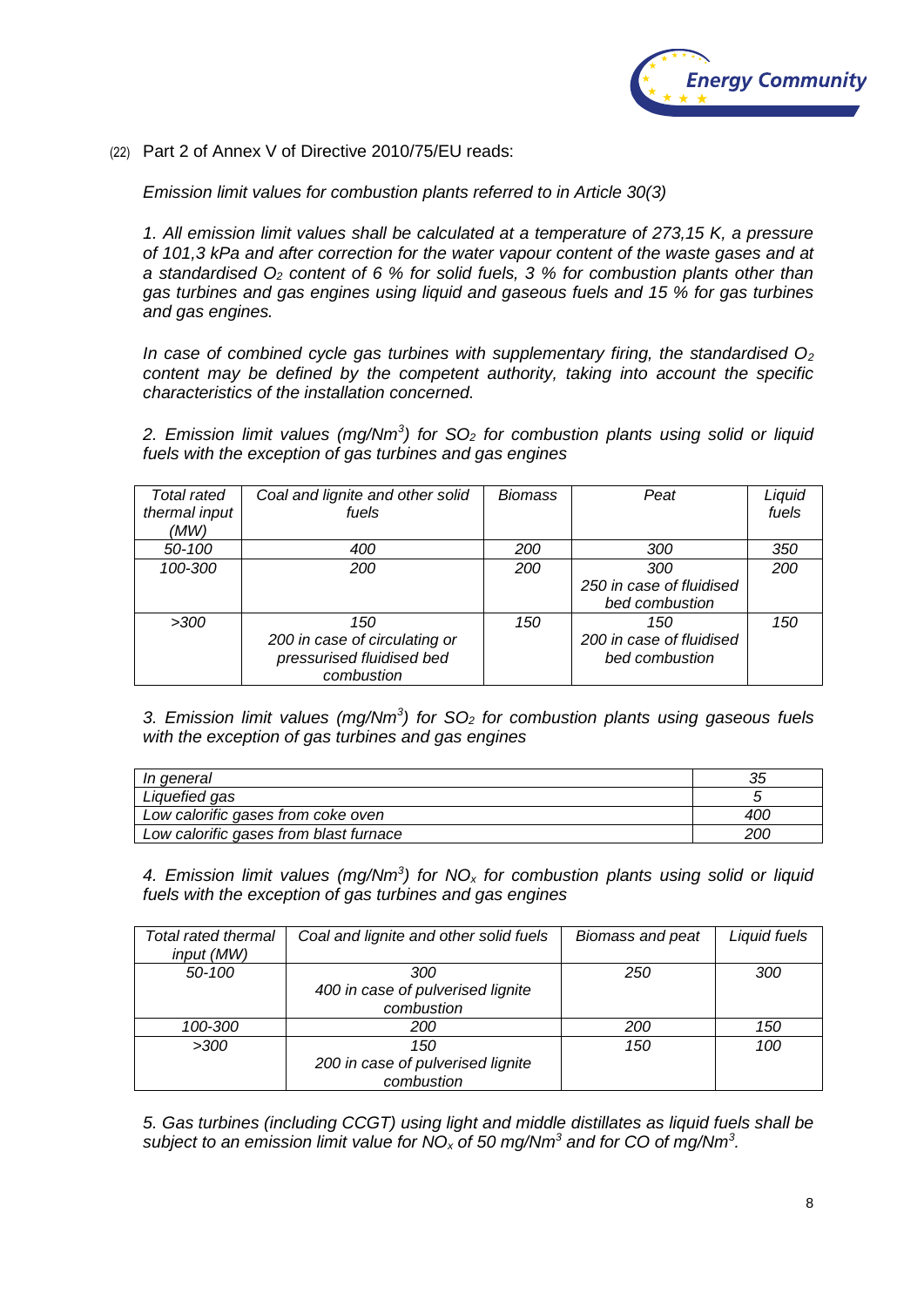(22) Part 2 of Annex V of Directive 2010/75/EU reads:

*Emission limit values for combustion plants referred to in Article 30(3)*

*1. All emission limit values shall be calculated at a temperature of 273,15 K, a pressure of 101,3 kPa and after correction for the water vapour content of the waste gases and at a standardised $O_2$ content of 6 % for solid fuels, 3 % for combustion plants other than gas turbines and gas engines using liquid and gaseous fuels and 15 % for gas turbines and gas engines.*

*In case of combined cycle gas turbines with supplementary firing, the standardised $O_2$ content may be defined by the competent authority, taking into account the specific characteristics of the installation concerned.*

*2. Emission limit values (mg/Nm$^3$) for $SO_2$ for combustion plants using solid or liquid fuels with the exception of gas turbines and gas engines*

| *Total rated thermal input (MW)* | *Coal and lignite and other solid fuels* | *Biomass* | *Peat* | *Liquid fuels* |
|---|---|---|---|---|
| *50-100* | *400* | *200* | *300* | *350* |
| *100-300* | *200* | *200* | *300*<br>*250 in case of fluidised bed combustion* | *200* |
| *>300* | *150*<br>*200 in case of circulating or pressurised fluidised bed combustion* | *150* | *150*<br>*200 in case of fluidised bed combustion* | *150* |

*3. Emission limit values (mg/Nm$^3$) for $SO_2$ for combustion plants using gaseous fuels with the exception of gas turbines and gas engines*

| | |
|---|---|
| *In general* | *35* |
| *Liquefied gas* | *5* |
| *Low calorific gases from coke oven* | *400* |
| *Low calorific gases from blast furnace* | *200* |

*4. Emission limit values (mg/Nm$^3$) for $NO_x$ for combustion plants using solid or liquid fuels with the exception of gas turbines and gas engines*

| *Total rated thermal input (MW)* | *Coal and lignite and other solid fuels* | *Biomass and peat* | *Liquid fuels* |
|---|---|---|---|
| *50-100* | *300*<br>*400 in case of pulverised lignite combustion* | *250* | *300* |
| *100-300* | *200* | *200* | *150* |
| *>300* | *150*<br>*200 in case of pulverised lignite combustion* | *150* | *100* |

*5. Gas turbines (including CCGT) using light and middle distillates as liquid fuels shall be subject to an emission limit value for $NO_x$ of 50 mg/Nm$^3$ and for CO of mg/Nm$^3$.*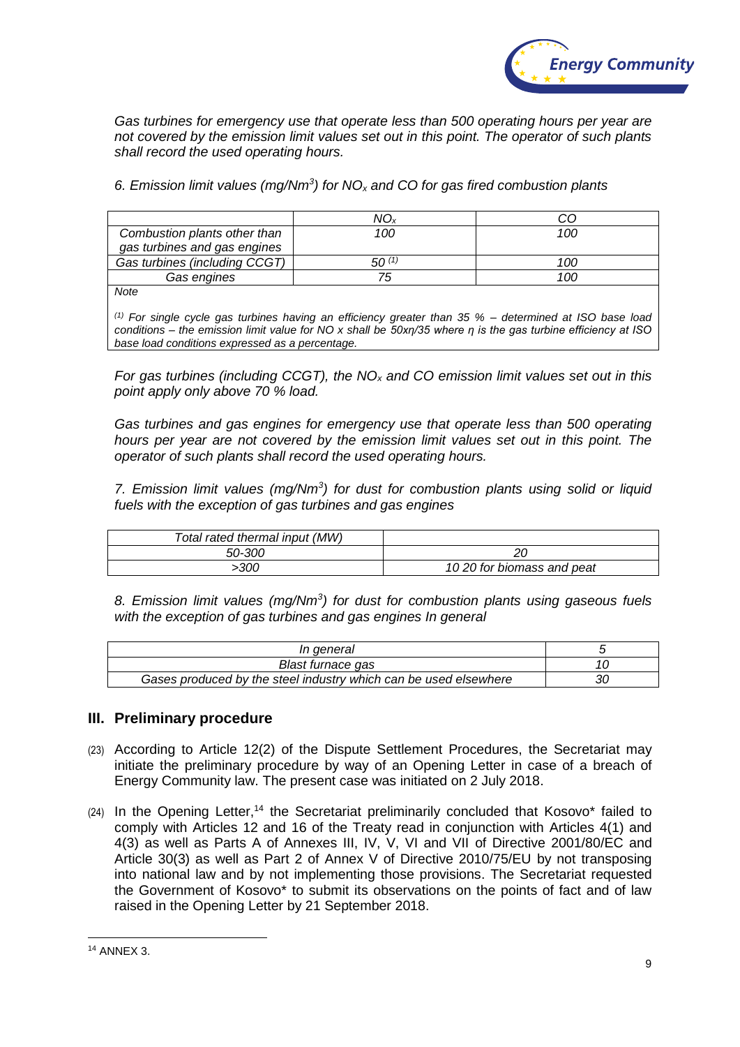*Gas turbines for emergency use that operate less than 500 operating hours per year are not covered by the emission limit values set out in this point. The operator of such plants shall record the used operating hours.*

*6. Emission limit values (mg/Nm$^3$) for $NO_x$ and CO for gas fired combustion plants*

| | $NO_x$ | CO |
|---|---|---|
| Combustion plants other than gas turbines and gas engines | 100 | 100 |
| Gas turbines (including CCGT) | 50 [(1)] | 100 |
| Gas engines | 75 | 100 |

*Note*

*[(1)] For single cycle gas turbines having an efficiency greater than 35 % – determined at ISO base load conditions – the emission limit value for NO x shall be 50xη/35 where η is the gas turbine efficiency at ISO base load conditions expressed as a percentage.*

*For gas turbines (including CCGT), the $NO_x$ and CO emission limit values set out in this point apply only above 70 % load.*

*Gas turbines and gas engines for emergency use that operate less than 500 operating hours per year are not covered by the emission limit values set out in this point. The operator of such plants shall record the used operating hours.*

*7. Emission limit values (mg/Nm$^3$) for dust for combustion plants using solid or liquid fuels with the exception of gas turbines and gas engines*

| Total rated thermal input (MW) | |
|---|---|
| 50-300 | 20 |
| >300 | 10 20 for biomass and peat |

*8. Emission limit values (mg/Nm$^3$) for dust for combustion plants using gaseous fuels with the exception of gas turbines and gas engines In general*

| In general | 5 |
|---|---|
| Blast furnace gas | 10 |
| Gases produced by the steel industry which can be used elsewhere | 30 |

## III. Preliminary procedure

(23) According to Article 12(2) of the Dispute Settlement Procedures, the Secretariat may initiate the preliminary procedure by way of an Opening Letter in case of a breach of Energy Community law. The present case was initiated on 2 July 2018.

(24) In the Opening Letter,[14] the Secretariat preliminarily concluded that Kosovo* failed to comply with Articles 12 and 16 of the Treaty read in conjunction with Articles 4(1) and 4(3) as well as Parts A of Annexes III, IV, V, VI and VII of Directive 2001/80/EC and Article 30(3) as well as Part 2 of Annex V of Directive 2010/75/EU by not transposing into national law and by not implementing those provisions. The Secretariat requested the Government of Kosovo* to submit its observations on the points of fact and of law raised in the Opening Letter by 21 September 2018.

[14] ANNEX 3.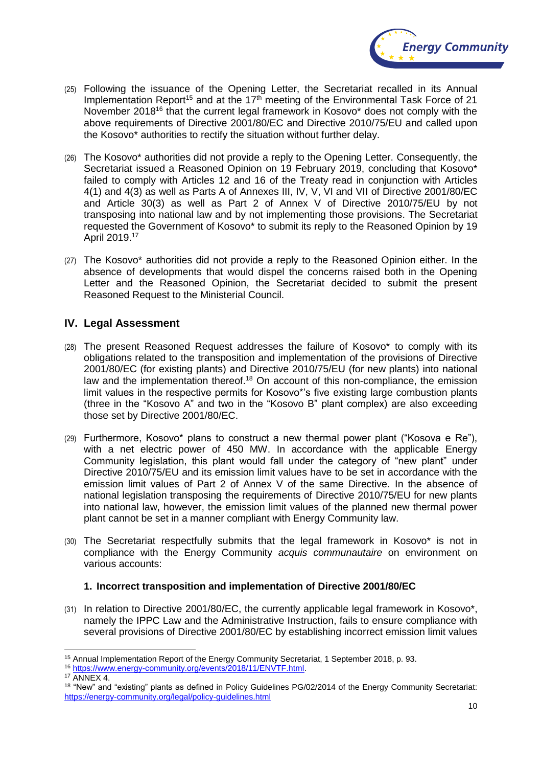(25) Following the issuance of the Opening Letter, the Secretariat recalled in its Annual Implementation Report[15] and at the 17th meeting of the Environmental Task Force of 21 November 2018[16] that the current legal framework in Kosovo* does not comply with the above requirements of Directive 2001/80/EC and Directive 2010/75/EU and called upon the Kosovo* authorities to rectify the situation without further delay.

(26) The Kosovo* authorities did not provide a reply to the Opening Letter. Consequently, the Secretariat issued a Reasoned Opinion on 19 February 2019, concluding that Kosovo* failed to comply with Articles 12 and 16 of the Treaty read in conjunction with Articles 4(1) and 4(3) as well as Parts A of Annexes III, IV, V, VI and VII of Directive 2001/80/EC and Article 30(3) as well as Part 2 of Annex V of Directive 2010/75/EU by not transposing into national law and by not implementing those provisions. The Secretariat requested the Government of Kosovo* to submit its reply to the Reasoned Opinion by 19 April 2019.[17]

(27) The Kosovo* authorities did not provide a reply to the Reasoned Opinion either. In the absence of developments that would dispel the concerns raised both in the Opening Letter and the Reasoned Opinion, the Secretariat decided to submit the present Reasoned Request to the Ministerial Council.

## IV. Legal Assessment

(28) The present Reasoned Request addresses the failure of Kosovo* to comply with its obligations related to the transposition and implementation of the provisions of Directive 2001/80/EC (for existing plants) and Directive 2010/75/EU (for new plants) into national law and the implementation thereof.[18] On account of this non-compliance, the emission limit values in the respective permits for Kosovo*'s five existing large combustion plants (three in the "Kosovo A" and two in the "Kosovo B" plant complex) are also exceeding those set by Directive 2001/80/EC.

(29) Furthermore, Kosovo* plans to construct a new thermal power plant ("Kosova e Re"), with a net electric power of 450 MW. In accordance with the applicable Energy Community legislation, this plant would fall under the category of "new plant" under Directive 2010/75/EU and its emission limit values have to be set in accordance with the emission limit values of Part 2 of Annex V of the same Directive. In the absence of national legislation transposing the requirements of Directive 2010/75/EU for new plants into national law, however, the emission limit values of the planned new thermal power plant cannot be set in a manner compliant with Energy Community law.

(30) The Secretariat respectfully submits that the legal framework in Kosovo* is not in compliance with the Energy Community *acquis communautaire* on environment on various accounts:

### 1. Incorrect transposition and implementation of Directive 2001/80/EC

(31) In relation to Directive 2001/80/EC, the currently applicable legal framework in Kosovo*, namely the IPPC Law and the Administrative Instruction, fails to ensure compliance with several provisions of Directive 2001/80/EC by establishing incorrect emission limit values

---

[15] Annual Implementation Report of the Energy Community Secretariat, 1 September 2018, p. 93.

[16] https://www.energy-community.org/events/2018/11/ENVTF.html.

[17] ANNEX 4.

[18] "New" and "existing" plants as defined in Policy Guidelines PG/02/2014 of the Energy Community Secretariat: https://energy-community.org/legal/policy-guidelines.html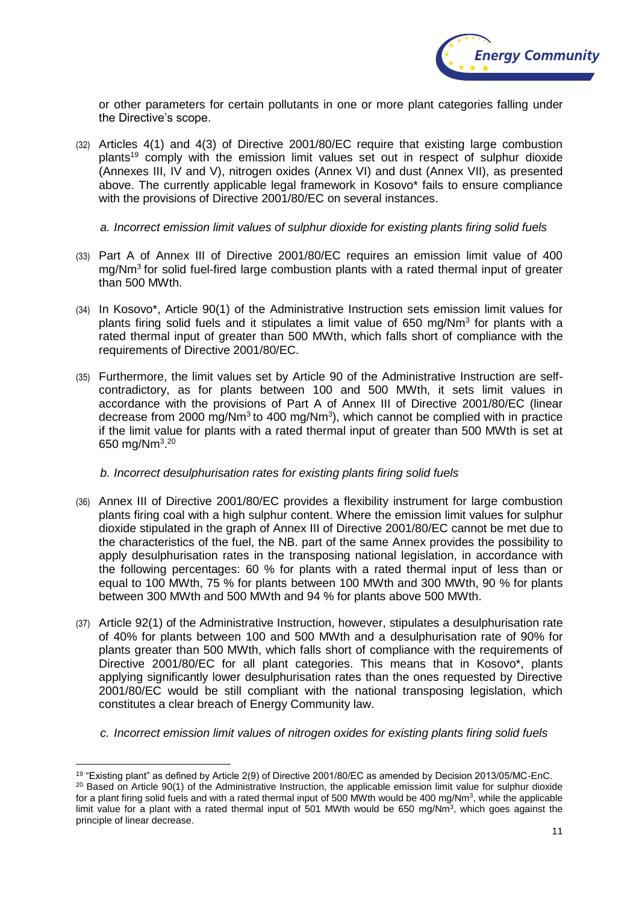or other parameters for certain pollutants in one or more plant categories falling under the Directive's scope.

(32) Articles 4(1) and 4(3) of Directive 2001/80/EC require that existing large combustion plants[19] comply with the emission limit values set out in respect of sulphur dioxide (Annexes III, IV and V), nitrogen oxides (Annex VI) and dust (Annex VII), as presented above. The currently applicable legal framework in Kosovo* fails to ensure compliance with the provisions of Directive 2001/80/EC on several instances.

*a. Incorrect emission limit values of sulphur dioxide for existing plants firing solid fuels*

(33) Part A of Annex III of Directive 2001/80/EC requires an emission limit value of 400 mg/Nm$^3$ for solid fuel-fired large combustion plants with a rated thermal input of greater than 500 MWth.

(34) In Kosovo*, Article 90(1) of the Administrative Instruction sets emission limit values for plants firing solid fuels and it stipulates a limit value of 650 mg/Nm$^3$ for plants with a rated thermal input of greater than 500 MWth, which falls short of compliance with the requirements of Directive 2001/80/EC.

(35) Furthermore, the limit values set by Article 90 of the Administrative Instruction are self-contradictory, as for plants between 100 and 500 MWth, it sets limit values in accordance with the provisions of Part A of Annex III of Directive 2001/80/EC (linear decrease from 2000 mg/Nm$^3$ to 400 mg/Nm$^3$), which cannot be complied with in practice if the limit value for plants with a rated thermal input of greater than 500 MWth is set at 650 mg/Nm$^3$.[20]

*b. Incorrect desulphurisation rates for existing plants firing solid fuels*

(36) Annex III of Directive 2001/80/EC provides a flexibility instrument for large combustion plants firing coal with a high sulphur content. Where the emission limit values for sulphur dioxide stipulated in the graph of Annex III of Directive 2001/80/EC cannot be met due to the characteristics of the fuel, the NB. part of the same Annex provides the possibility to apply desulphurisation rates in the transposing national legislation, in accordance with the following percentages: 60 % for plants with a rated thermal input of less than or equal to 100 MWth, 75 % for plants between 100 MWth and 300 MWth, 90 % for plants between 300 MWth and 500 MWth and 94 % for plants above 500 MWth.

(37) Article 92(1) of the Administrative Instruction, however, stipulates a desulphurisation rate of 40% for plants between 100 and 500 MWth and a desulphurisation rate of 90% for plants greater than 500 MWth, which falls short of compliance with the requirements of Directive 2001/80/EC for all plant categories. This means that in Kosovo*, plants applying significantly lower desulphurisation rates than the ones requested by Directive 2001/80/EC would be still compliant with the national transposing legislation, which constitutes a clear breach of Energy Community law.

*c. Incorrect emission limit values of nitrogen oxides for existing plants firing solid fuels*

---

[19] "Existing plant" as defined by Article 2(9) of Directive 2001/80/EC as amended by Decision 2013/05/MC-EnC.

[20] Based on Article 90(1) of the Administrative Instruction, the applicable emission limit value for sulphur dioxide for a plant firing solid fuels and with a rated thermal input of 500 MWth would be 400 mg/Nm$^3$, while the applicable limit value for a plant with a rated thermal input of 501 MWth would be 650 mg/Nm$^3$, which goes against the principle of linear decrease.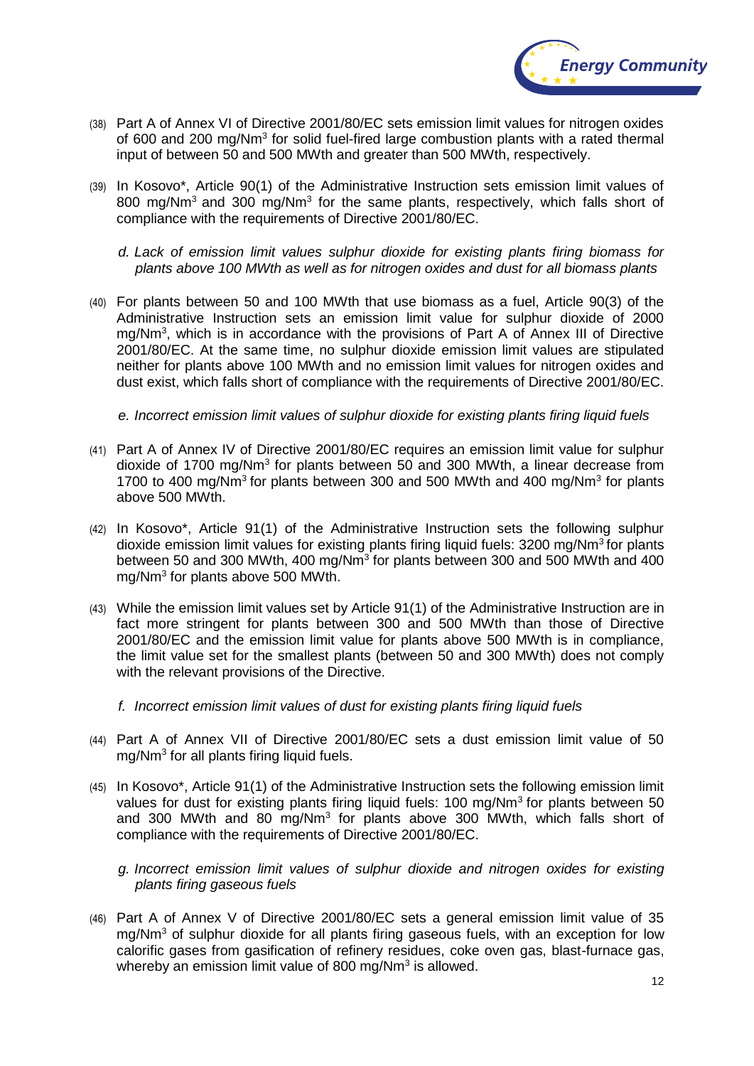(38) Part A of Annex VI of Directive 2001/80/EC sets emission limit values for nitrogen oxides of 600 and 200 mg/Nm$^3$ for solid fuel-fired large combustion plants with a rated thermal input of between 50 and 500 MWth and greater than 500 MWth, respectively.

(39) In Kosovo*, Article 90(1) of the Administrative Instruction sets emission limit values of 800 mg/Nm$^3$ and 300 mg/Nm$^3$ for the same plants, respectively, which falls short of compliance with the requirements of Directive 2001/80/EC.

*d. Lack of emission limit values sulphur dioxide for existing plants firing biomass for plants above 100 MWth as well as for nitrogen oxides and dust for all biomass plants*

(40) For plants between 50 and 100 MWth that use biomass as a fuel, Article 90(3) of the Administrative Instruction sets an emission limit value for sulphur dioxide of 2000 mg/Nm$^3$, which is in accordance with the provisions of Part A of Annex III of Directive 2001/80/EC. At the same time, no sulphur dioxide emission limit values are stipulated neither for plants above 100 MWth and no emission limit values for nitrogen oxides and dust exist, which falls short of compliance with the requirements of Directive 2001/80/EC.

*e. Incorrect emission limit values of sulphur dioxide for existing plants firing liquid fuels*

(41) Part A of Annex IV of Directive 2001/80/EC requires an emission limit value for sulphur dioxide of 1700 mg/Nm$^3$ for plants between 50 and 300 MWth, a linear decrease from 1700 to 400 mg/Nm$^3$ for plants between 300 and 500 MWth and 400 mg/Nm$^3$ for plants above 500 MWth.

(42) In Kosovo*, Article 91(1) of the Administrative Instruction sets the following sulphur dioxide emission limit values for existing plants firing liquid fuels: 3200 mg/Nm$^3$ for plants between 50 and 300 MWth, 400 mg/Nm$^3$ for plants between 300 and 500 MWth and 400 mg/Nm$^3$ for plants above 500 MWth.

(43) While the emission limit values set by Article 91(1) of the Administrative Instruction are in fact more stringent for plants between 300 and 500 MWth than those of Directive 2001/80/EC and the emission limit value for plants above 500 MWth is in compliance, the limit value set for the smallest plants (between 50 and 300 MWth) does not comply with the relevant provisions of the Directive.

*f. Incorrect emission limit values of dust for existing plants firing liquid fuels*

(44) Part A of Annex VII of Directive 2001/80/EC sets a dust emission limit value of 50 mg/Nm$^3$ for all plants firing liquid fuels.

(45) In Kosovo*, Article 91(1) of the Administrative Instruction sets the following emission limit values for dust for existing plants firing liquid fuels: 100 mg/Nm$^3$ for plants between 50 and 300 MWth and 80 mg/Nm$^3$ for plants above 300 MWth, which falls short of compliance with the requirements of Directive 2001/80/EC.

*g. Incorrect emission limit values of sulphur dioxide and nitrogen oxides for existing plants firing gaseous fuels*

(46) Part A of Annex V of Directive 2001/80/EC sets a general emission limit value of 35 mg/Nm$^3$ of sulphur dioxide for all plants firing gaseous fuels, with an exception for low calorific gases from gasification of refinery residues, coke oven gas, blast-furnace gas, whereby an emission limit value of 800 mg/Nm$^3$ is allowed.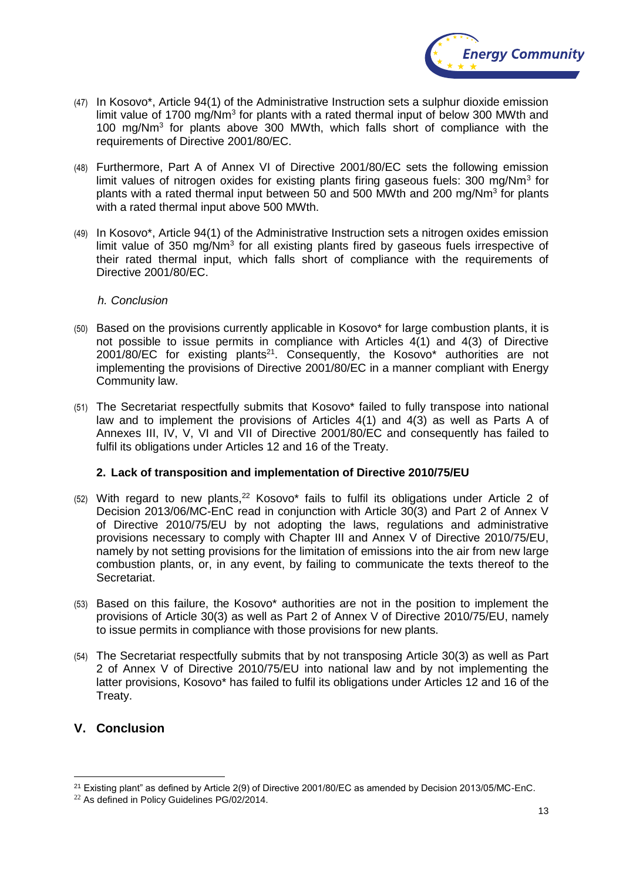(47) In Kosovo*, Article 94(1) of the Administrative Instruction sets a sulphur dioxide emission limit value of 1700 mg/Nm$^3$ for plants with a rated thermal input of below 300 MWth and 100 mg/Nm$^3$ for plants above 300 MWth, which falls short of compliance with the requirements of Directive 2001/80/EC.

(48) Furthermore, Part A of Annex VI of Directive 2001/80/EC sets the following emission limit values of nitrogen oxides for existing plants firing gaseous fuels: 300 mg/Nm$^3$ for plants with a rated thermal input between 50 and 500 MWth and 200 mg/Nm$^3$ for plants with a rated thermal input above 500 MWth.

(49) In Kosovo*, Article 94(1) of the Administrative Instruction sets a nitrogen oxides emission limit value of 350 mg/Nm$^3$ for all existing plants fired by gaseous fuels irrespective of their rated thermal input, which falls short of compliance with the requirements of Directive 2001/80/EC.

*h. Conclusion*

(50) Based on the provisions currently applicable in Kosovo* for large combustion plants, it is not possible to issue permits in compliance with Articles 4(1) and 4(3) of Directive 2001/80/EC for existing plants[21]. Consequently, the Kosovo* authorities are not implementing the provisions of Directive 2001/80/EC in a manner compliant with Energy Community law.

(51) The Secretariat respectfully submits that Kosovo* failed to fully transpose into national law and to implement the provisions of Articles 4(1) and 4(3) as well as Parts A of Annexes III, IV, V, VI and VII of Directive 2001/80/EC and consequently has failed to fulfil its obligations under Articles 12 and 16 of the Treaty.

### 2. Lack of transposition and implementation of Directive 2010/75/EU

(52) With regard to new plants,[22] Kosovo* fails to fulfil its obligations under Article 2 of Decision 2013/06/MC-EnC read in conjunction with Article 30(3) and Part 2 of Annex V of Directive 2010/75/EU by not adopting the laws, regulations and administrative provisions necessary to comply with Chapter III and Annex V of Directive 2010/75/EU, namely by not setting provisions for the limitation of emissions into the air from new large combustion plants, or, in any event, by failing to communicate the texts thereof to the Secretariat.

(53) Based on this failure, the Kosovo* authorities are not in the position to implement the provisions of Article 30(3) as well as Part 2 of Annex V of Directive 2010/75/EU, namely to issue permits in compliance with those provisions for new plants.

(54) The Secretariat respectfully submits that by not transposing Article 30(3) as well as Part 2 of Annex V of Directive 2010/75/EU into national law and by not implementing the latter provisions, Kosovo* has failed to fulfil its obligations under Articles 12 and 16 of the Treaty.

## V. Conclusion

---

[21] Existing plant" as defined by Article 2(9) of Directive 2001/80/EC as amended by Decision 2013/05/MC-EnC.

[22] As defined in Policy Guidelines PG/02/2014.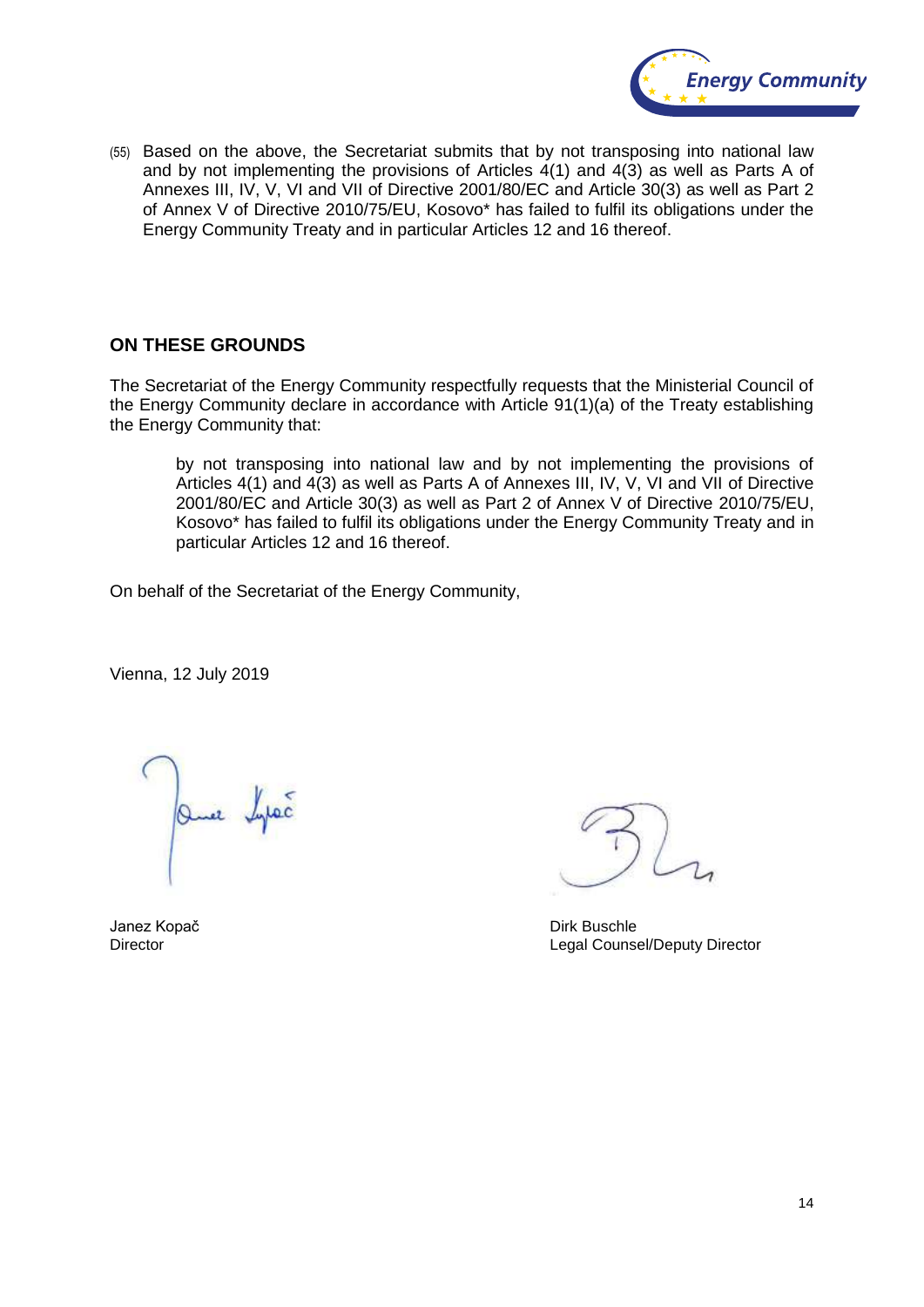(55) Based on the above, the Secretariat submits that by not transposing into national law and by not implementing the provisions of Articles 4(1) and 4(3) as well as Parts A of Annexes III, IV, V, VI and VII of Directive 2001/80/EC and Article 30(3) as well as Part 2 of Annex V of Directive 2010/75/EU, Kosovo* has failed to fulfil its obligations under the Energy Community Treaty and in particular Articles 12 and 16 thereof.

## ON THESE GROUNDS

The Secretariat of the Energy Community respectfully requests that the Ministerial Council of the Energy Community declare in accordance with Article 91(1)(a) of the Treaty establishing the Energy Community that:

> by not transposing into national law and by not implementing the provisions of Articles 4(1) and 4(3) as well as Parts A of Annexes III, IV, V, VI and VII of Directive 2001/80/EC and Article 30(3) as well as Part 2 of Annex V of Directive 2010/75/EU, Kosovo* has failed to fulfil its obligations under the Energy Community Treaty and in particular Articles 12 and 16 thereof.

On behalf of the Secretariat of the Energy Community,

Vienna, 12 July 2019

Janez Kopač
Director

Dirk Buschle
Legal Counsel/Deputy Director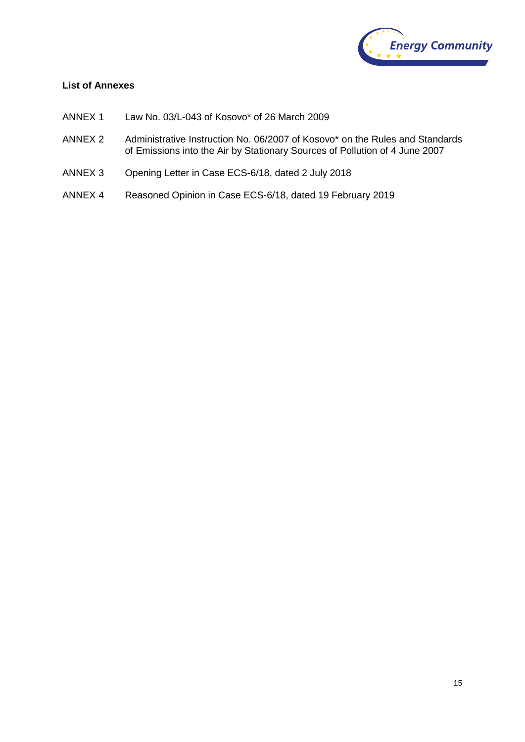**List of Annexes**

| | |
|---|---|
| ANNEX 1 | Law No. 03/L-043 of Kosovo* of 26 March 2009 |
| ANNEX 2 | Administrative Instruction No. 06/2007 of Kosovo* on the Rules and Standards of Emissions into the Air by Stationary Sources of Pollution of 4 June 2007 |
| ANNEX 3 | Opening Letter in Case ECS-6/18, dated 2 July 2018 |
| ANNEX 4 | Reasoned Opinion in Case ECS-6/18, dated 19 February 2019 |